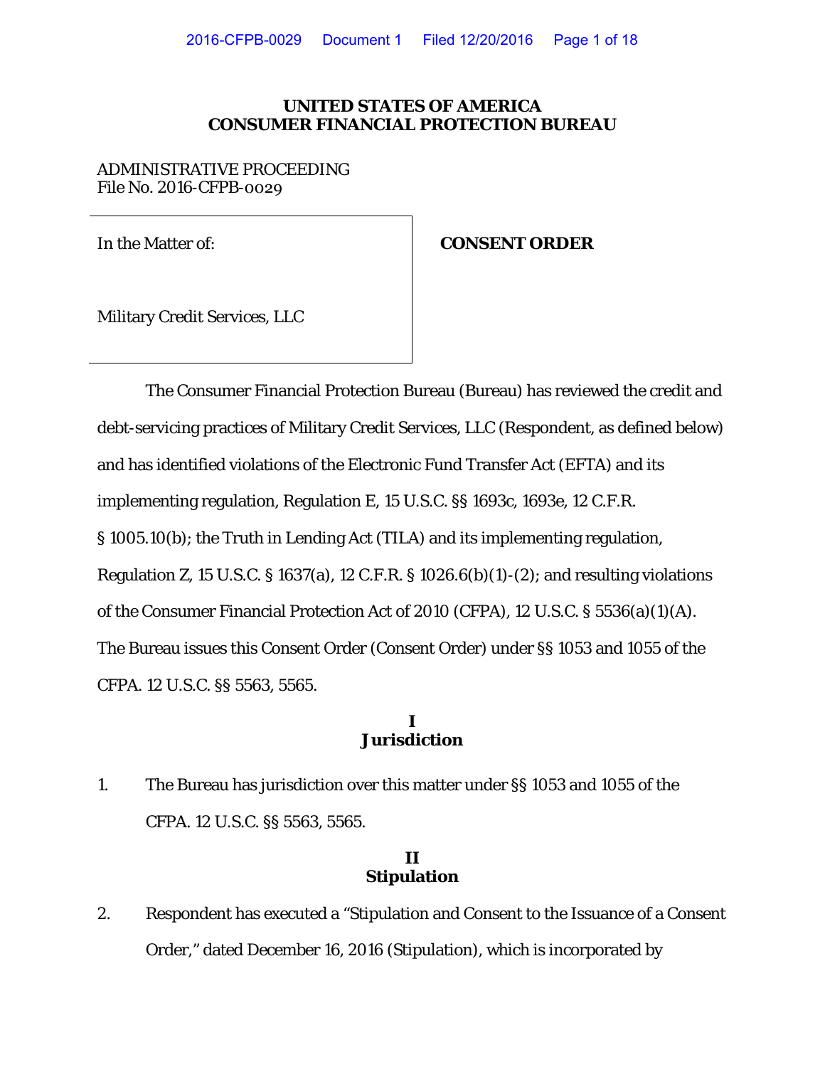**UNITED STATES OF AMERICA**
**CONSUMER FINANCIAL PROTECTION BUREAU**

ADMINISTRATIVE PROCEEDING
File No. 2016-CFPB-0029

| In the Matter of: | **CONSENT ORDER** |
|---|---|
| Military Credit Services, LLC | |

The Consumer Financial Protection Bureau (Bureau) has reviewed the credit and debt-servicing practices of Military Credit Services, LLC (Respondent, as defined below) and has identified violations of the Electronic Fund Transfer Act (EFTA) and its implementing regulation, Regulation E, 15 U.S.C. §§ 1693c, 1693e, 12 C.F.R. § 1005.10(b); the Truth in Lending Act (TILA) and its implementing regulation, Regulation Z, 15 U.S.C. § 1637(a), 12 C.F.R. § 1026.6(b)(1)-(2); and resulting violations of the Consumer Financial Protection Act of 2010 (CFPA), 12 U.S.C. § 5536(a)(1)(A). The Bureau issues this Consent Order (Consent Order) under §§ 1053 and 1055 of the CFPA. 12 U.S.C. §§ 5563, 5565.

## I
## Jurisdiction

1. The Bureau has jurisdiction over this matter under §§ 1053 and 1055 of the CFPA. 12 U.S.C. §§ 5563, 5565.

## II
## Stipulation

2. Respondent has executed a "Stipulation and Consent to the Issuance of a Consent Order," dated December 16, 2016 (Stipulation), which is incorporated by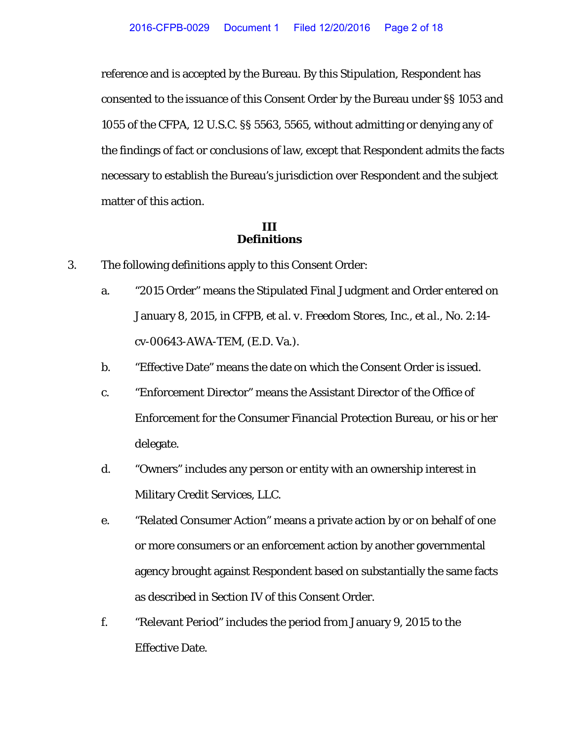reference and is accepted by the Bureau. By this Stipulation, Respondent has consented to the issuance of this Consent Order by the Bureau under §§ 1053 and 1055 of the CFPA, 12 U.S.C. §§ 5563, 5565, without admitting or denying any of the findings of fact or conclusions of law, except that Respondent admits the facts necessary to establish the Bureau's jurisdiction over Respondent and the subject matter of this action.

## III
## Definitions

3. The following definitions apply to this Consent Order:

   a. "2015 Order" means the Stipulated Final Judgment and Order entered on January 8, 2015, in *CFPB, et al. v. Freedom Stores, Inc., et al.*, No. 2:14-cv-00643-AWA-TEM, (E.D. Va.).

   b. "Effective Date" means the date on which the Consent Order is issued.

   c. "Enforcement Director" means the Assistant Director of the Office of Enforcement for the Consumer Financial Protection Bureau, or his or her delegate.

   d. "Owners" includes any person or entity with an ownership interest in Military Credit Services, LLC.

   e. "Related Consumer Action" means a private action by or on behalf of one or more consumers or an enforcement action by another governmental agency brought against Respondent based on substantially the same facts as described in Section IV of this Consent Order.

   f. "Relevant Period" includes the period from January 9, 2015 to the Effective Date.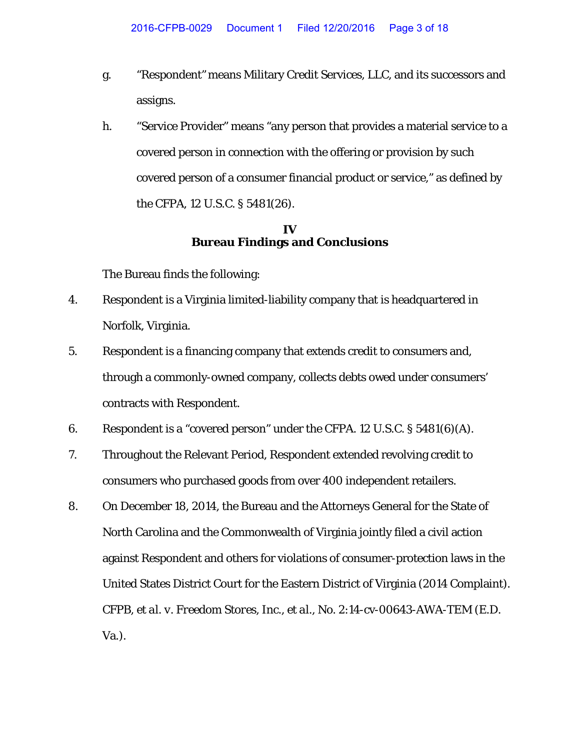g. "Respondent" means Military Credit Services, LLC, and its successors and assigns.

h. "Service Provider" means "any person that provides a material service to a covered person in connection with the offering or provision by such covered person of a consumer financial product or service," as defined by the CFPA, 12 U.S.C. § 5481(26).

## IV
## Bureau Findings and Conclusions

The Bureau finds the following:

4. Respondent is a Virginia limited-liability company that is headquartered in Norfolk, Virginia.

5. Respondent is a financing company that extends credit to consumers and, through a commonly-owned company, collects debts owed under consumers' contracts with Respondent.

6. Respondent is a "covered person" under the CFPA. 12 U.S.C. § 5481(6)(A).

7. Throughout the Relevant Period, Respondent extended revolving credit to consumers who purchased goods from over 400 independent retailers.

8. On December 18, 2014, the Bureau and the Attorneys General for the State of North Carolina and the Commonwealth of Virginia jointly filed a civil action against Respondent and others for violations of consumer-protection laws in the United States District Court for the Eastern District of Virginia (2014 Complaint). *CFPB, et al. v. Freedom Stores, Inc., et al.*, No. 2:14-cv-00643-AWA-TEM (E.D. Va.).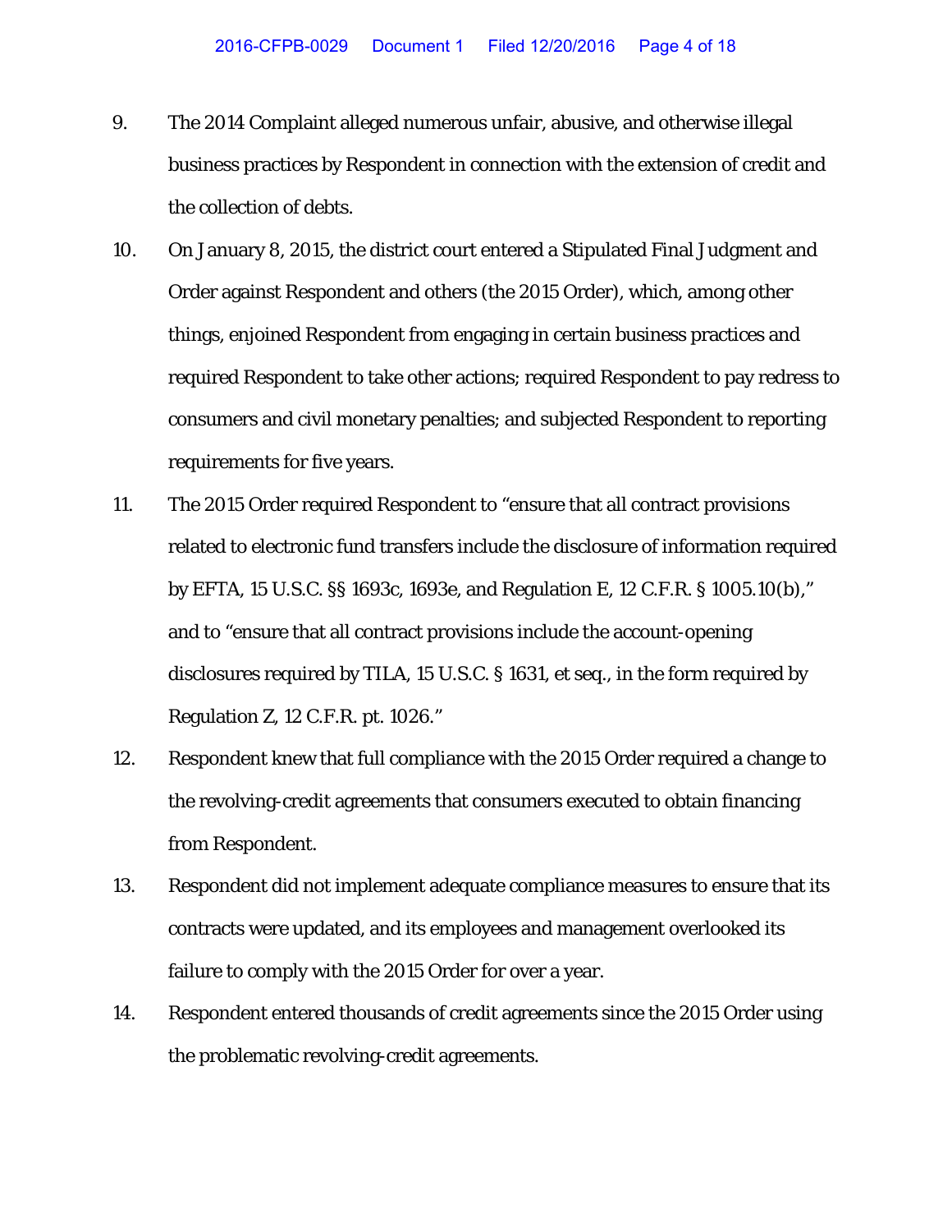9. The 2014 Complaint alleged numerous unfair, abusive, and otherwise illegal business practices by Respondent in connection with the extension of credit and the collection of debts.

10. On January 8, 2015, the district court entered a Stipulated Final Judgment and Order against Respondent and others (the 2015 Order), which, among other things, enjoined Respondent from engaging in certain business practices and required Respondent to take other actions; required Respondent to pay redress to consumers and civil monetary penalties; and subjected Respondent to reporting requirements for five years.

11. The 2015 Order required Respondent to "ensure that all contract provisions related to electronic fund transfers include the disclosure of information required by EFTA, 15 U.S.C. §§ 1693c, 1693e, and Regulation E, 12 C.F.R. § 1005.10(b)," and to "ensure that all contract provisions include the account-opening disclosures required by TILA, 15 U.S.C. § 1631, et seq., in the form required by Regulation Z, 12 C.F.R. pt. 1026."

12. Respondent knew that full compliance with the 2015 Order required a change to the revolving-credit agreements that consumers executed to obtain financing from Respondent.

13. Respondent did not implement adequate compliance measures to ensure that its contracts were updated, and its employees and management overlooked its failure to comply with the 2015 Order for over a year.

14. Respondent entered thousands of credit agreements since the 2015 Order using the problematic revolving-credit agreements.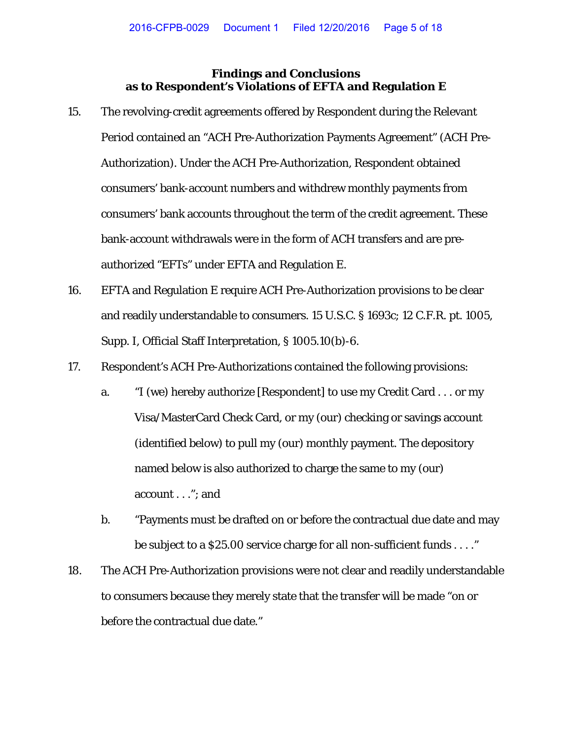## Findings and Conclusions as to Respondent's Violations of EFTA and Regulation E

15. The revolving-credit agreements offered by Respondent during the Relevant Period contained an "ACH Pre-Authorization Payments Agreement" (ACH Pre-Authorization). Under the ACH Pre-Authorization, Respondent obtained consumers' bank-account numbers and withdrew monthly payments from consumers' bank accounts throughout the term of the credit agreement. These bank-account withdrawals were in the form of ACH transfers and are pre-authorized "EFTs" under EFTA and Regulation E.

16. EFTA and Regulation E require ACH Pre-Authorization provisions to be clear and readily understandable to consumers. 15 U.S.C. § 1693c; 12 C.F.R. pt. 1005, Supp. I, Official Staff Interpretation, § 1005.10(b)-6.

17. Respondent's ACH Pre-Authorizations contained the following provisions:

    a. "I (we) hereby authorize [Respondent] to use my Credit Card . . . or my Visa/MasterCard Check Card, or my (our) checking or savings account (identified below) to pull my (our) monthly payment. The depository named below is also authorized to charge the same to my (our) account . . ."; and

    b. "Payments must be drafted on or before the contractual due date and may be subject to a $25.00 service charge for all non-sufficient funds . . . ."

18. The ACH Pre-Authorization provisions were not clear and readily understandable to consumers because they merely state that the transfer will be made "on or before the contractual due date."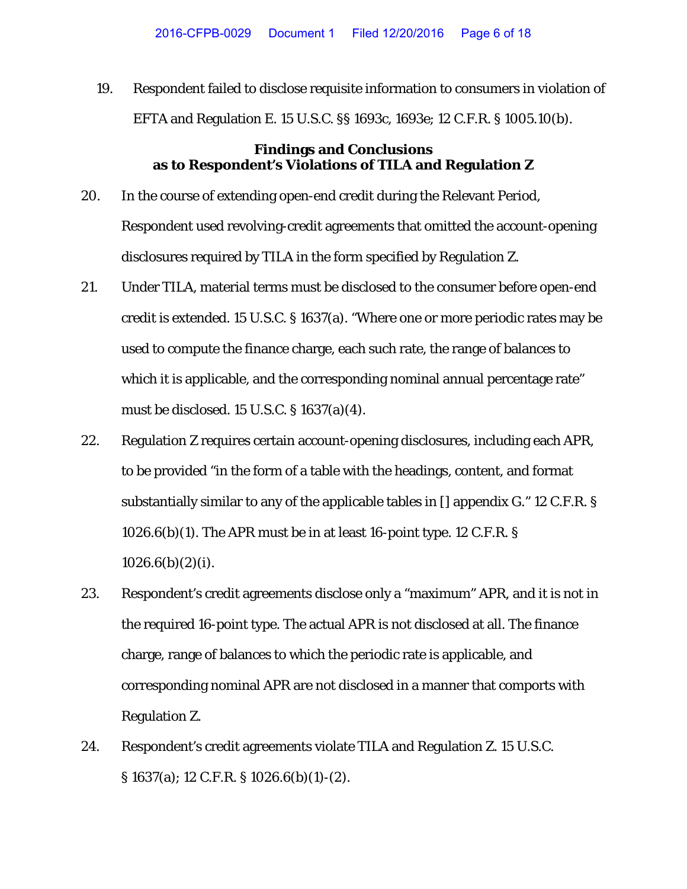19. Respondent failed to disclose requisite information to consumers in violation of EFTA and Regulation E. 15 U.S.C. §§ 1693c, 1693e; 12 C.F.R. § 1005.10(b).

**Findings and Conclusions as to Respondent's Violations of TILA and Regulation Z**

20. In the course of extending open-end credit during the Relevant Period, Respondent used revolving-credit agreements that omitted the account-opening disclosures required by TILA in the form specified by Regulation Z.

21. Under TILA, material terms must be disclosed to the consumer before open-end credit is extended. 15 U.S.C. § 1637(a). "Where one or more periodic rates may be used to compute the finance charge, each such rate, the range of balances to which it is applicable, and the corresponding nominal annual percentage rate" must be disclosed. 15 U.S.C. § 1637(a)(4).

22. Regulation Z requires certain account-opening disclosures, including each APR, to be provided "in the form of a table with the headings, content, and format substantially similar to any of the applicable tables in [] appendix G." 12 C.F.R. § 1026.6(b)(1). The APR must be in at least 16-point type. 12 C.F.R. § 1026.6(b)(2)(i).

23. Respondent's credit agreements disclose only a "maximum" APR, and it is not in the required 16-point type. The actual APR is not disclosed at all. The finance charge, range of balances to which the periodic rate is applicable, and corresponding nominal APR are not disclosed in a manner that comports with Regulation Z.

24. Respondent's credit agreements violate TILA and Regulation Z. 15 U.S.C. § 1637(a); 12 C.F.R. § 1026.6(b)(1)-(2).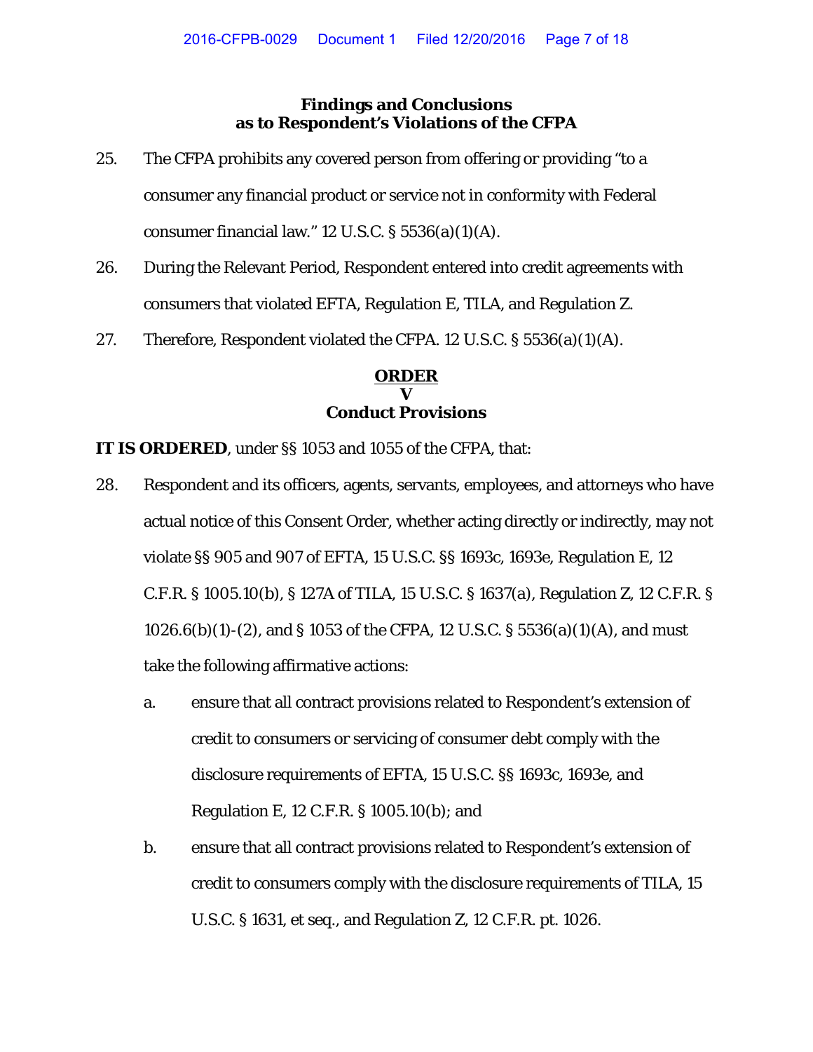## Findings and Conclusions as to Respondent's Violations of the CFPA

25. The CFPA prohibits any covered person from offering or providing "to a consumer any financial product or service not in conformity with Federal consumer financial law." 12 U.S.C. § 5536(a)(1)(A).

26. During the Relevant Period, Respondent entered into credit agreements with consumers that violated EFTA, Regulation E, TILA, and Regulation Z.

27. Therefore, Respondent violated the CFPA. 12 U.S.C. § 5536(a)(1)(A).

## ORDER

## V
## Conduct Provisions

**IT IS ORDERED**, under §§ 1053 and 1055 of the CFPA, that:

28. Respondent and its officers, agents, servants, employees, and attorneys who have actual notice of this Consent Order, whether acting directly or indirectly, may not violate §§ 905 and 907 of EFTA, 15 U.S.C. §§ 1693c, 1693e, Regulation E, 12 C.F.R. § 1005.10(b), § 127A of TILA, 15 U.S.C. § 1637(a), Regulation Z, 12 C.F.R. § 1026.6(b)(1)-(2), and § 1053 of the CFPA, 12 U.S.C. § 5536(a)(1)(A), and must take the following affirmative actions:

    a. ensure that all contract provisions related to Respondent's extension of credit to consumers or servicing of consumer debt comply with the disclosure requirements of EFTA, 15 U.S.C. §§ 1693c, 1693e, and Regulation E, 12 C.F.R. § 1005.10(b); and

    b. ensure that all contract provisions related to Respondent's extension of credit to consumers comply with the disclosure requirements of TILA, 15 U.S.C. § 1631, et seq., and Regulation Z, 12 C.F.R. pt. 1026.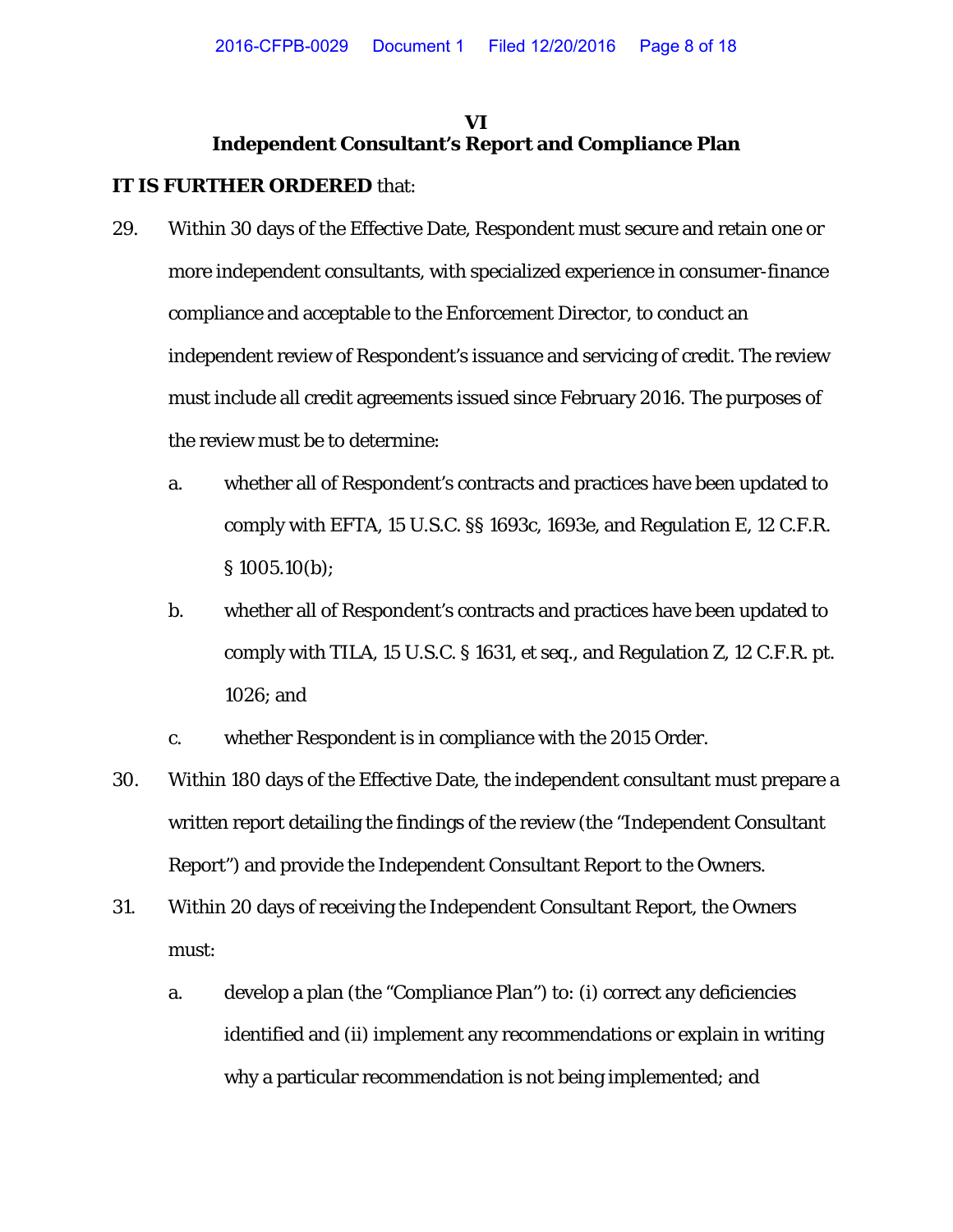## VI
## Independent Consultant's Report and Compliance Plan

**IT IS FURTHER ORDERED** that:

29. Within 30 days of the Effective Date, Respondent must secure and retain one or more independent consultants, with specialized experience in consumer-finance compliance and acceptable to the Enforcement Director, to conduct an independent review of Respondent's issuance and servicing of credit. The review must include all credit agreements issued since February 2016. The purposes of the review must be to determine:

    a. whether all of Respondent's contracts and practices have been updated to comply with EFTA, 15 U.S.C. §§ 1693c, 1693e, and Regulation E, 12 C.F.R. § 1005.10(b);

    b. whether all of Respondent's contracts and practices have been updated to comply with TILA, 15 U.S.C. § 1631, et seq., and Regulation Z, 12 C.F.R. pt. 1026; and

    c. whether Respondent is in compliance with the 2015 Order.

30. Within 180 days of the Effective Date, the independent consultant must prepare a written report detailing the findings of the review (the "Independent Consultant Report") and provide the Independent Consultant Report to the Owners.

31. Within 20 days of receiving the Independent Consultant Report, the Owners must:

    a. develop a plan (the "Compliance Plan") to: (i) correct any deficiencies identified and (ii) implement any recommendations or explain in writing why a particular recommendation is not being implemented; and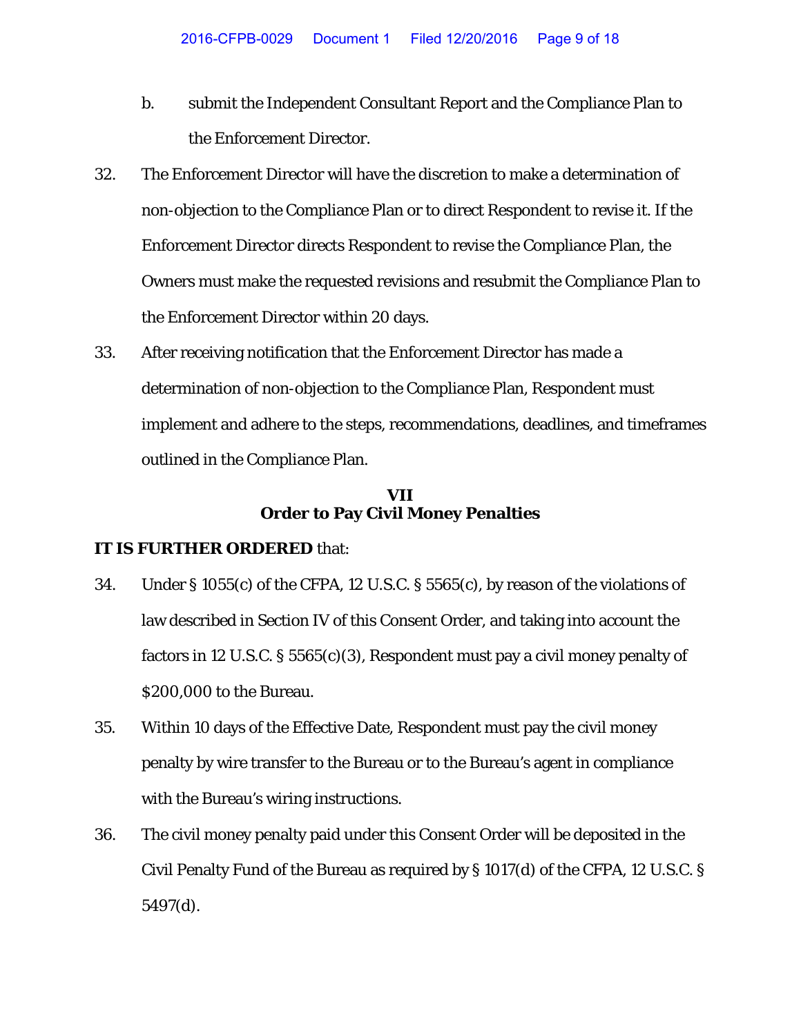b. submit the Independent Consultant Report and the Compliance Plan to the Enforcement Director.

32. The Enforcement Director will have the discretion to make a determination of non-objection to the Compliance Plan or to direct Respondent to revise it. If the Enforcement Director directs Respondent to revise the Compliance Plan, the Owners must make the requested revisions and resubmit the Compliance Plan to the Enforcement Director within 20 days.

33. After receiving notification that the Enforcement Director has made a determination of non-objection to the Compliance Plan, Respondent must implement and adhere to the steps, recommendations, deadlines, and timeframes outlined in the Compliance Plan.

## VII
## Order to Pay Civil Money Penalties

**IT IS FURTHER ORDERED** that:

34. Under § 1055(c) of the CFPA, 12 U.S.C. § 5565(c), by reason of the violations of law described in Section IV of this Consent Order, and taking into account the factors in 12 U.S.C. § 5565(c)(3), Respondent must pay a civil money penalty of $200,000 to the Bureau.

35. Within 10 days of the Effective Date, Respondent must pay the civil money penalty by wire transfer to the Bureau or to the Bureau's agent in compliance with the Bureau's wiring instructions.

36. The civil money penalty paid under this Consent Order will be deposited in the Civil Penalty Fund of the Bureau as required by § 1017(d) of the CFPA, 12 U.S.C. § 5497(d).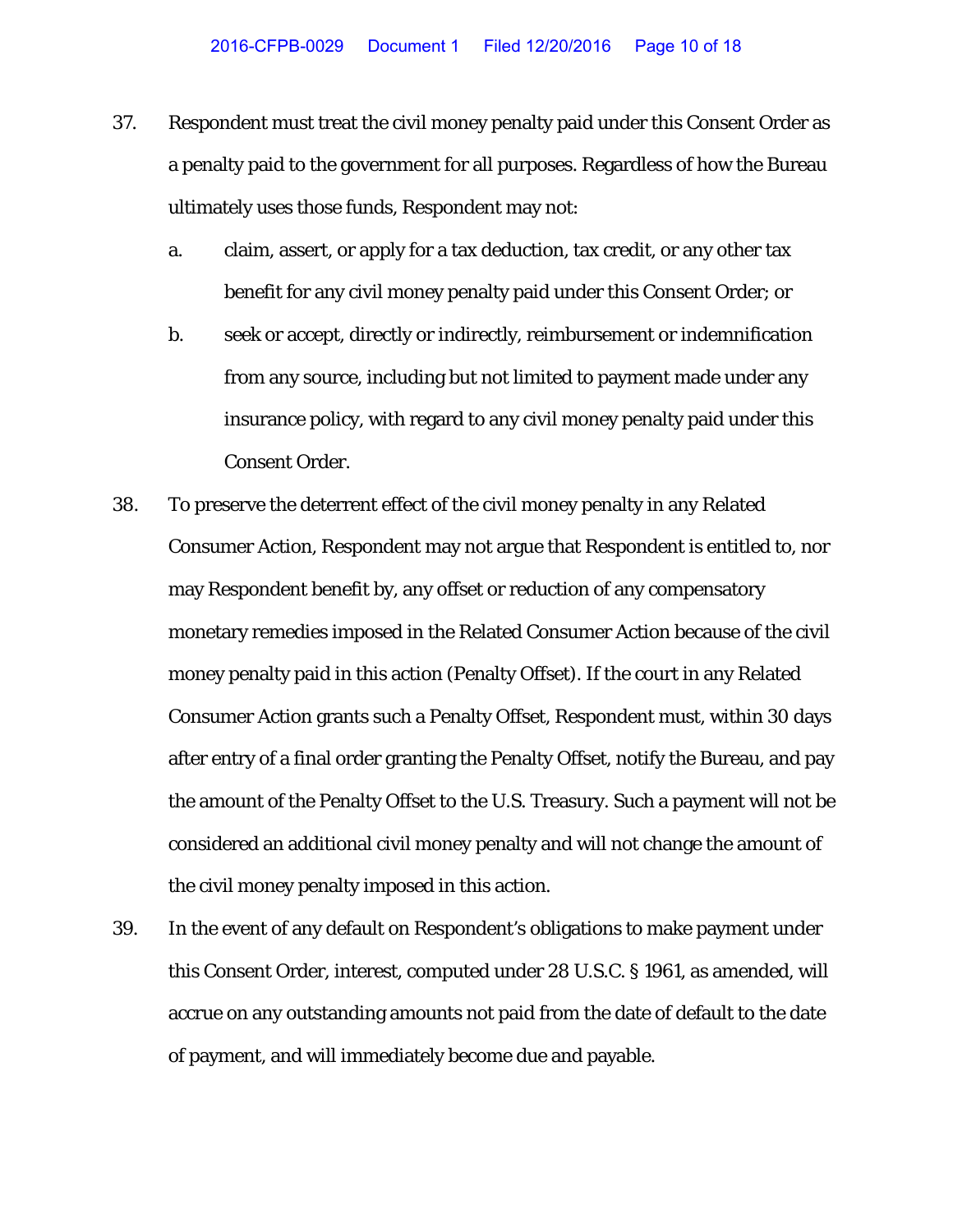37. Respondent must treat the civil money penalty paid under this Consent Order as a penalty paid to the government for all purposes. Regardless of how the Bureau ultimately uses those funds, Respondent may not:

    a. claim, assert, or apply for a tax deduction, tax credit, or any other tax benefit for any civil money penalty paid under this Consent Order; or

    b. seek or accept, directly or indirectly, reimbursement or indemnification from any source, including but not limited to payment made under any insurance policy, with regard to any civil money penalty paid under this Consent Order.

38. To preserve the deterrent effect of the civil money penalty in any Related Consumer Action, Respondent may not argue that Respondent is entitled to, nor may Respondent benefit by, any offset or reduction of any compensatory monetary remedies imposed in the Related Consumer Action because of the civil money penalty paid in this action (Penalty Offset). If the court in any Related Consumer Action grants such a Penalty Offset, Respondent must, within 30 days after entry of a final order granting the Penalty Offset, notify the Bureau, and pay the amount of the Penalty Offset to the U.S. Treasury. Such a payment will not be considered an additional civil money penalty and will not change the amount of the civil money penalty imposed in this action.

39. In the event of any default on Respondent's obligations to make payment under this Consent Order, interest, computed under 28 U.S.C. § 1961, as amended, will accrue on any outstanding amounts not paid from the date of default to the date of payment, and will immediately become due and payable.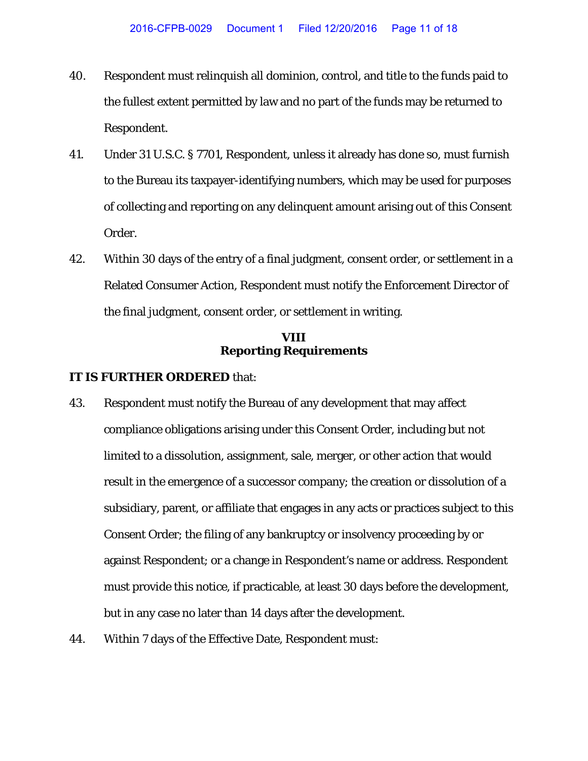40. Respondent must relinquish all dominion, control, and title to the funds paid to the fullest extent permitted by law and no part of the funds may be returned to Respondent.

41. Under 31 U.S.C. § 7701, Respondent, unless it already has done so, must furnish to the Bureau its taxpayer-identifying numbers, which may be used for purposes of collecting and reporting on any delinquent amount arising out of this Consent Order.

42. Within 30 days of the entry of a final judgment, consent order, or settlement in a Related Consumer Action, Respondent must notify the Enforcement Director of the final judgment, consent order, or settlement in writing.

## VIII
## Reporting Requirements

**IT IS FURTHER ORDERED** that:

43. Respondent must notify the Bureau of any development that may affect compliance obligations arising under this Consent Order, including but not limited to a dissolution, assignment, sale, merger, or other action that would result in the emergence of a successor company; the creation or dissolution of a subsidiary, parent, or affiliate that engages in any acts or practices subject to this Consent Order; the filing of any bankruptcy or insolvency proceeding by or against Respondent; or a change in Respondent's name or address. Respondent must provide this notice, if practicable, at least 30 days before the development, but in any case no later than 14 days after the development.

44. Within 7 days of the Effective Date, Respondent must: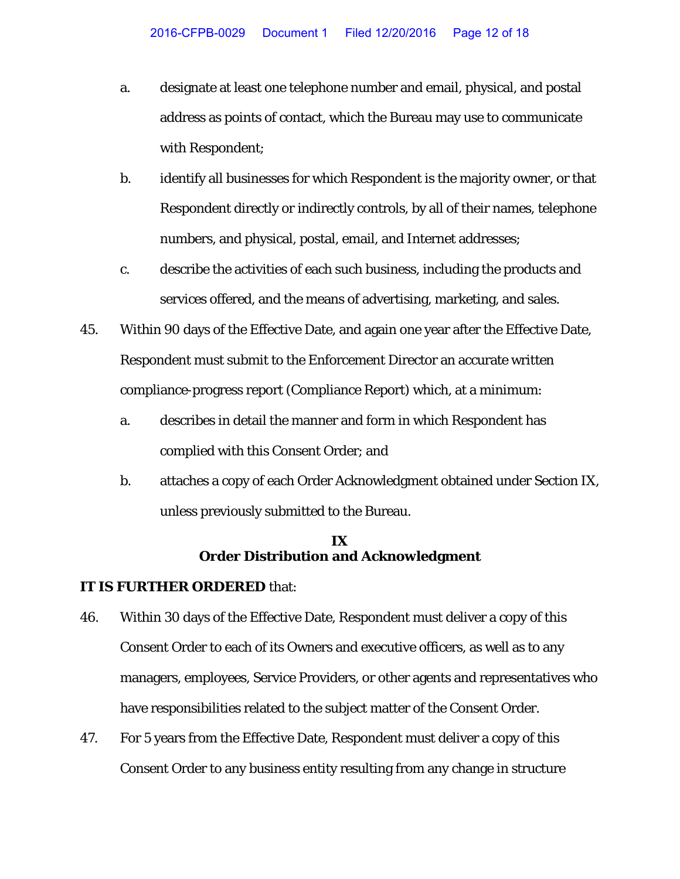a. designate at least one telephone number and email, physical, and postal address as points of contact, which the Bureau may use to communicate with Respondent;

b. identify all businesses for which Respondent is the majority owner, or that Respondent directly or indirectly controls, by all of their names, telephone numbers, and physical, postal, email, and Internet addresses;

c. describe the activities of each such business, including the products and services offered, and the means of advertising, marketing, and sales.

45. Within 90 days of the Effective Date, and again one year after the Effective Date, Respondent must submit to the Enforcement Director an accurate written compliance-progress report (Compliance Report) which, at a minimum:

a. describes in detail the manner and form in which Respondent has complied with this Consent Order; and

b. attaches a copy of each Order Acknowledgment obtained under Section IX, unless previously submitted to the Bureau.

## IX
## Order Distribution and Acknowledgment

**IT IS FURTHER ORDERED** that:

46. Within 30 days of the Effective Date, Respondent must deliver a copy of this Consent Order to each of its Owners and executive officers, as well as to any managers, employees, Service Providers, or other agents and representatives who have responsibilities related to the subject matter of the Consent Order.

47. For 5 years from the Effective Date, Respondent must deliver a copy of this Consent Order to any business entity resulting from any change in structure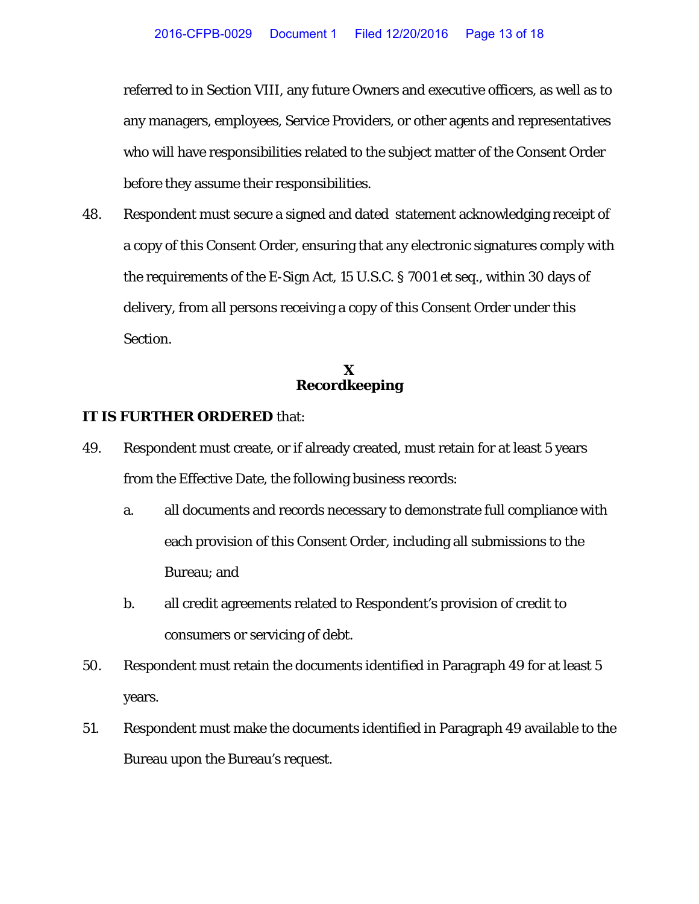referred to in Section VIII, any future Owners and executive officers, as well as to any managers, employees, Service Providers, or other agents and representatives who will have responsibilities related to the subject matter of the Consent Order before they assume their responsibilities.

48. Respondent must secure a signed and dated statement acknowledging receipt of a copy of this Consent Order, ensuring that any electronic signatures comply with the requirements of the E-Sign Act, 15 U.S.C. § 7001 et seq., within 30 days of delivery, from all persons receiving a copy of this Consent Order under this Section.

## X
## Recordkeeping

**IT IS FURTHER ORDERED** that:

49. Respondent must create, or if already created, must retain for at least 5 years from the Effective Date, the following business records:

    a. all documents and records necessary to demonstrate full compliance with each provision of this Consent Order, including all submissions to the Bureau; and

    b. all credit agreements related to Respondent's provision of credit to consumers or servicing of debt.

50. Respondent must retain the documents identified in Paragraph 49 for at least 5 years.

51. Respondent must make the documents identified in Paragraph 49 available to the Bureau upon the Bureau's request.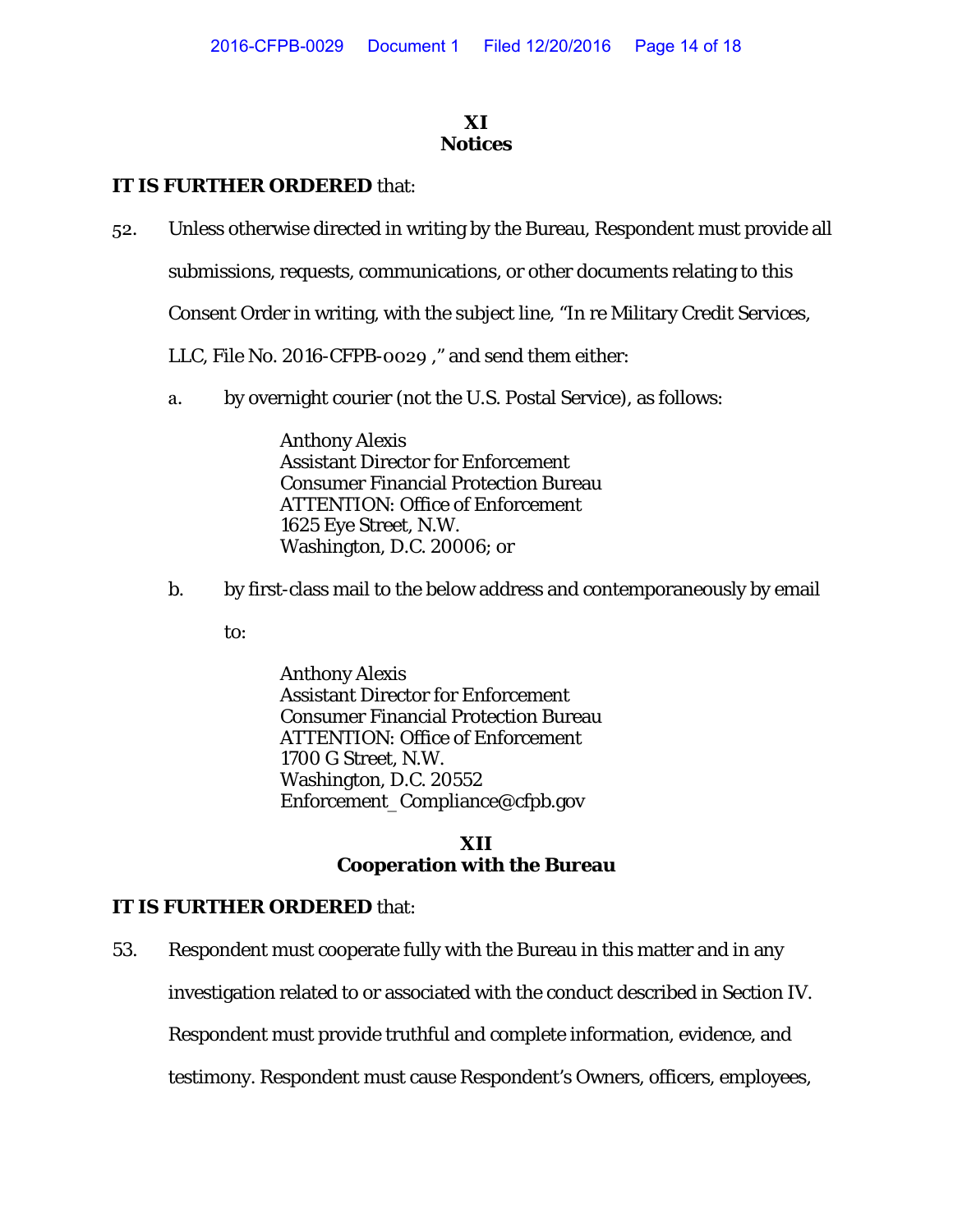## XI
## Notices

**IT IS FURTHER ORDERED** that:

52. Unless otherwise directed in writing by the Bureau, Respondent must provide all submissions, requests, communications, or other documents relating to this Consent Order in writing, with the subject line, "In re Military Credit Services, LLC, File No. 2016-CFPB-0029 ," and send them either:

    a. by overnight courier (not the U.S. Postal Service), as follows:

        Anthony Alexis
        Assistant Director for Enforcement
        Consumer Financial Protection Bureau
        ATTENTION: Office of Enforcement
        1625 Eye Street, N.W.
        Washington, D.C. 20006; or

    b. by first-class mail to the below address and contemporaneously by email to:

        Anthony Alexis
        Assistant Director for Enforcement
        Consumer Financial Protection Bureau
        ATTENTION: Office of Enforcement
        1700 G Street, N.W.
        Washington, D.C. 20552
        Enforcement_Compliance@cfpb.gov

## XII
## Cooperation with the Bureau

**IT IS FURTHER ORDERED** that:

53. Respondent must cooperate fully with the Bureau in this matter and in any investigation related to or associated with the conduct described in Section IV. Respondent must provide truthful and complete information, evidence, and testimony. Respondent must cause Respondent's Owners, officers, employees,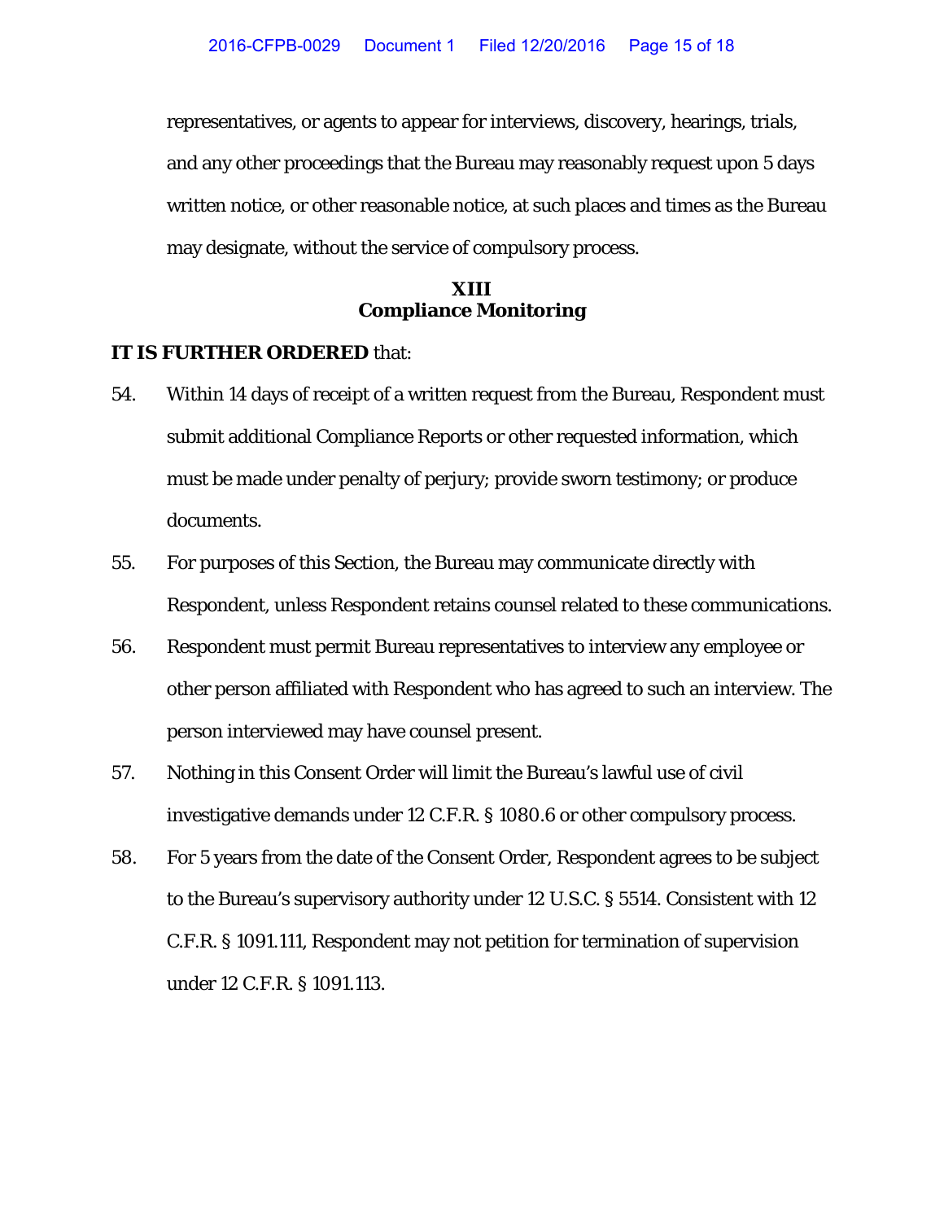representatives, or agents to appear for interviews, discovery, hearings, trials, and any other proceedings that the Bureau may reasonably request upon 5 days written notice, or other reasonable notice, at such places and times as the Bureau may designate, without the service of compulsory process.

## XIII
## Compliance Monitoring

**IT IS FURTHER ORDERED** that:

54. Within 14 days of receipt of a written request from the Bureau, Respondent must submit additional Compliance Reports or other requested information, which must be made under penalty of perjury; provide sworn testimony; or produce documents.

55. For purposes of this Section, the Bureau may communicate directly with Respondent, unless Respondent retains counsel related to these communications.

56. Respondent must permit Bureau representatives to interview any employee or other person affiliated with Respondent who has agreed to such an interview. The person interviewed may have counsel present.

57. Nothing in this Consent Order will limit the Bureau's lawful use of civil investigative demands under 12 C.F.R. § 1080.6 or other compulsory process.

58. For 5 years from the date of the Consent Order, Respondent agrees to be subject to the Bureau's supervisory authority under 12 U.S.C. § 5514. Consistent with 12 C.F.R. § 1091.111, Respondent may not petition for termination of supervision under 12 C.F.R. § 1091.113.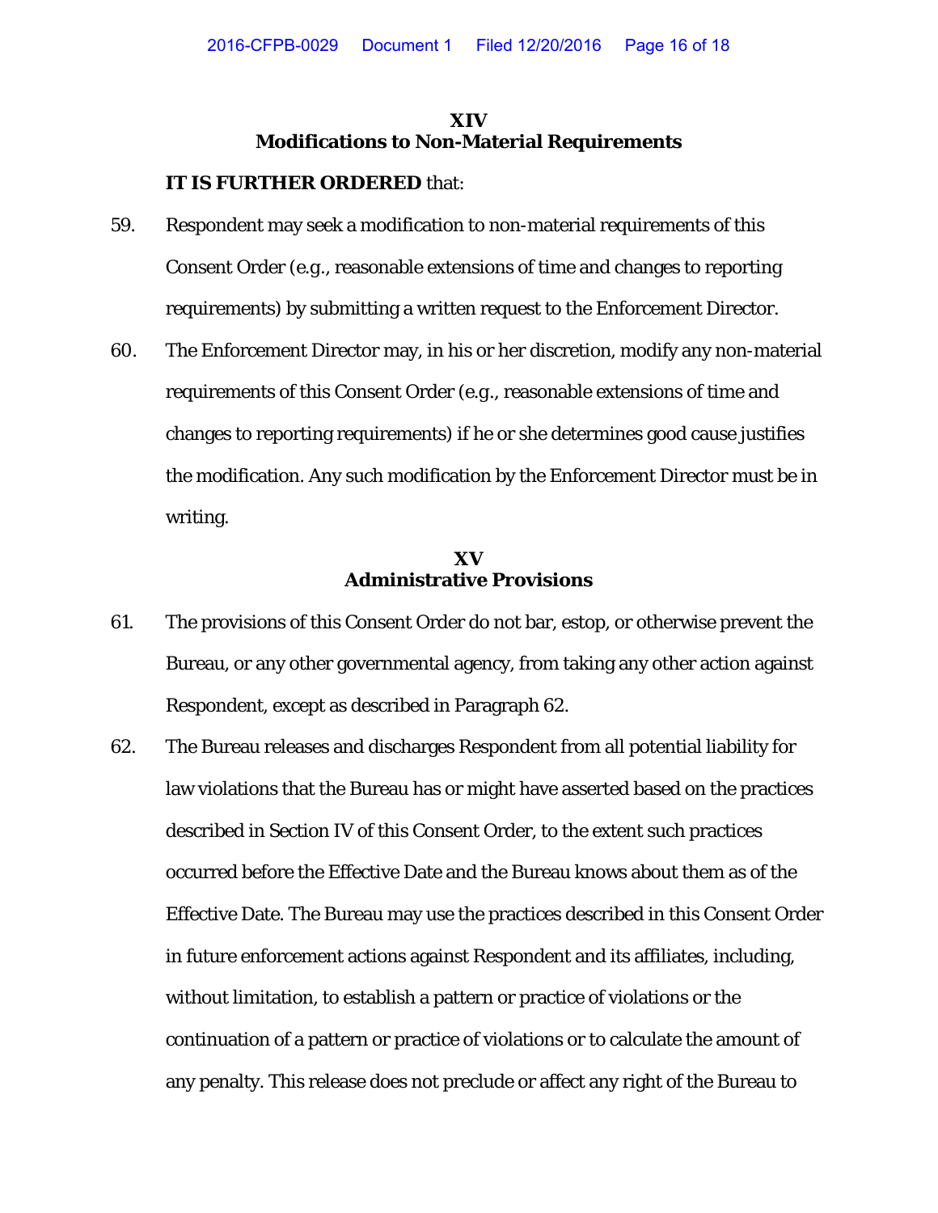## XIV
## Modifications to Non-Material Requirements

**IT IS FURTHER ORDERED** that:

59. Respondent may seek a modification to non-material requirements of this Consent Order (e.g., reasonable extensions of time and changes to reporting requirements) by submitting a written request to the Enforcement Director.

60. The Enforcement Director may, in his or her discretion, modify any non-material requirements of this Consent Order (e.g., reasonable extensions of time and changes to reporting requirements) if he or she determines good cause justifies the modification. Any such modification by the Enforcement Director must be in writing.

## XV
## Administrative Provisions

61. The provisions of this Consent Order do not bar, estop, or otherwise prevent the Bureau, or any other governmental agency, from taking any other action against Respondent, except as described in Paragraph 62.

62. The Bureau releases and discharges Respondent from all potential liability for law violations that the Bureau has or might have asserted based on the practices described in Section IV of this Consent Order, to the extent such practices occurred before the Effective Date and the Bureau knows about them as of the Effective Date. The Bureau may use the practices described in this Consent Order in future enforcement actions against Respondent and its affiliates, including, without limitation, to establish a pattern or practice of violations or the continuation of a pattern or practice of violations or to calculate the amount of any penalty. This release does not preclude or affect any right of the Bureau to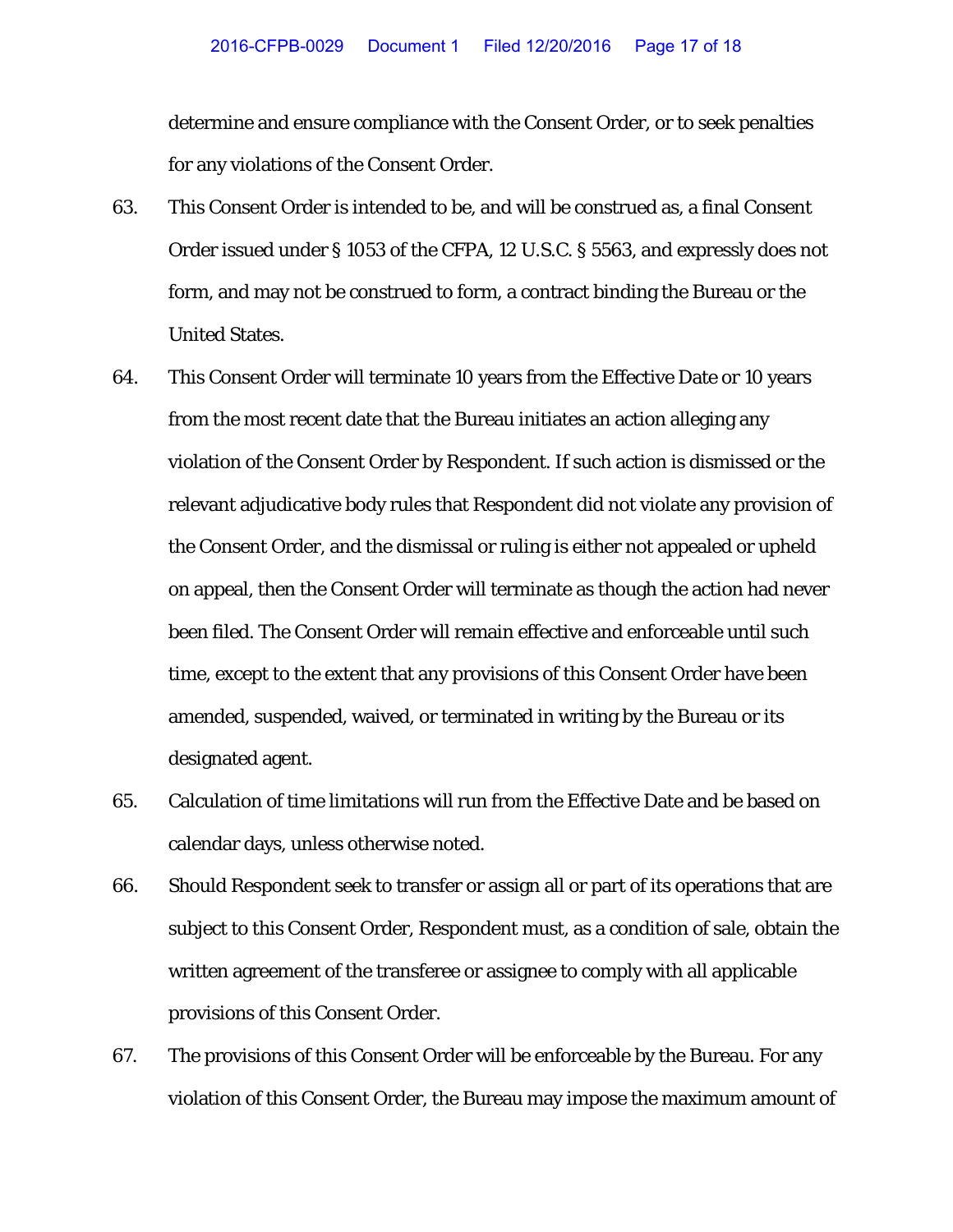determine and ensure compliance with the Consent Order, or to seek penalties for any violations of the Consent Order.

63. This Consent Order is intended to be, and will be construed as, a final Consent Order issued under § 1053 of the CFPA, 12 U.S.C. § 5563, and expressly does not form, and may not be construed to form, a contract binding the Bureau or the United States.

64. This Consent Order will terminate 10 years from the Effective Date or 10 years from the most recent date that the Bureau initiates an action alleging any violation of the Consent Order by Respondent. If such action is dismissed or the relevant adjudicative body rules that Respondent did not violate any provision of the Consent Order, and the dismissal or ruling is either not appealed or upheld on appeal, then the Consent Order will terminate as though the action had never been filed. The Consent Order will remain effective and enforceable until such time, except to the extent that any provisions of this Consent Order have been amended, suspended, waived, or terminated in writing by the Bureau or its designated agent.

65. Calculation of time limitations will run from the Effective Date and be based on calendar days, unless otherwise noted.

66. Should Respondent seek to transfer or assign all or part of its operations that are subject to this Consent Order, Respondent must, as a condition of sale, obtain the written agreement of the transferee or assignee to comply with all applicable provisions of this Consent Order.

67. The provisions of this Consent Order will be enforceable by the Bureau. For any violation of this Consent Order, the Bureau may impose the maximum amount of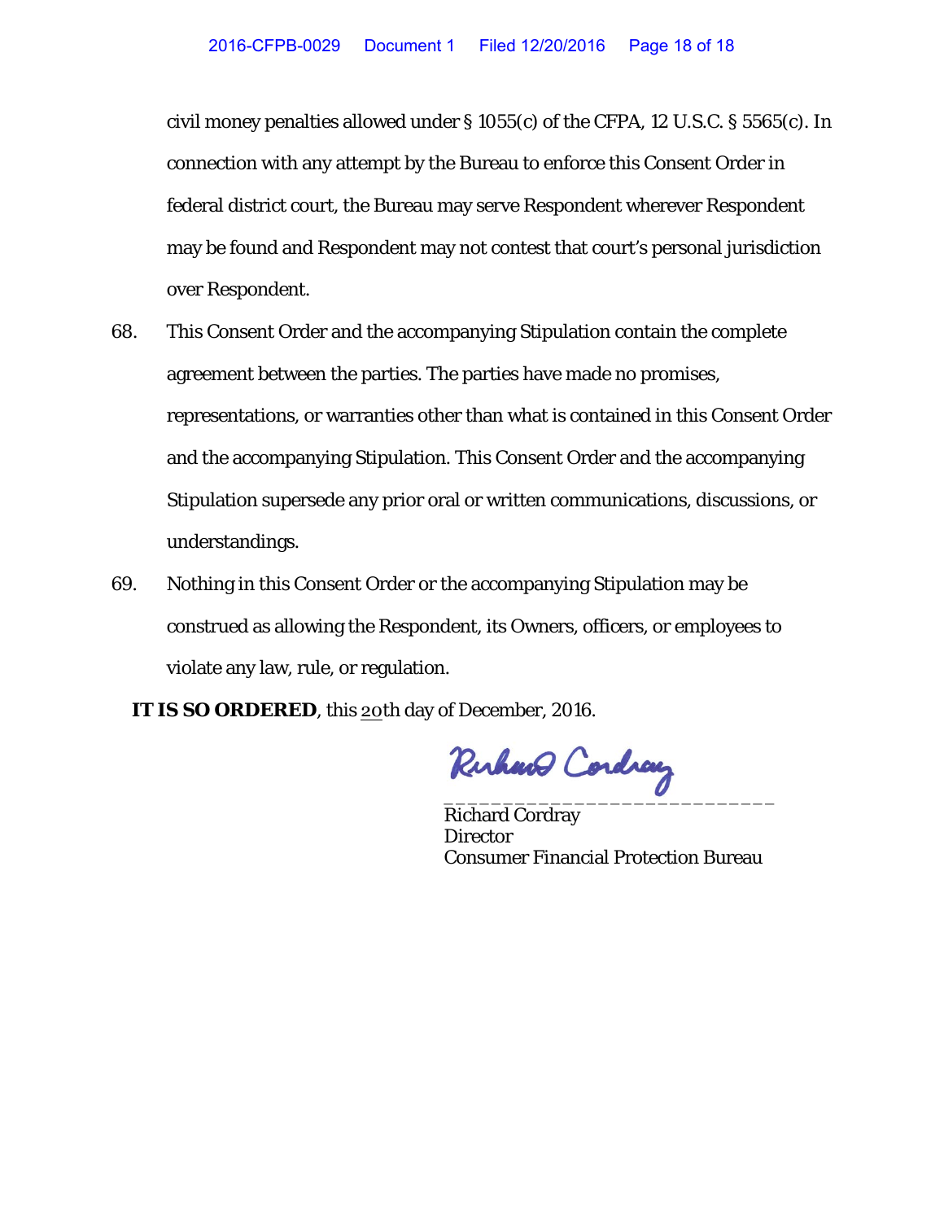civil money penalties allowed under § 1055(c) of the CFPA, 12 U.S.C. § 5565(c). In connection with any attempt by the Bureau to enforce this Consent Order in federal district court, the Bureau may serve Respondent wherever Respondent may be found and Respondent may not contest that court's personal jurisdiction over Respondent.

68. This Consent Order and the accompanying Stipulation contain the complete agreement between the parties. The parties have made no promises, representations, or warranties other than what is contained in this Consent Order and the accompanying Stipulation. This Consent Order and the accompanying Stipulation supersede any prior oral or written communications, discussions, or understandings.

69. Nothing in this Consent Order or the accompanying Stipulation may be construed as allowing the Respondent, its Owners, officers, or employees to violate any law, rule, or regulation.

**IT IS SO ORDERED**, this 20th day of December, 2016.

Richard Cordray

_______________________________

Richard Cordray
Director
Consumer Financial Protection Bureau